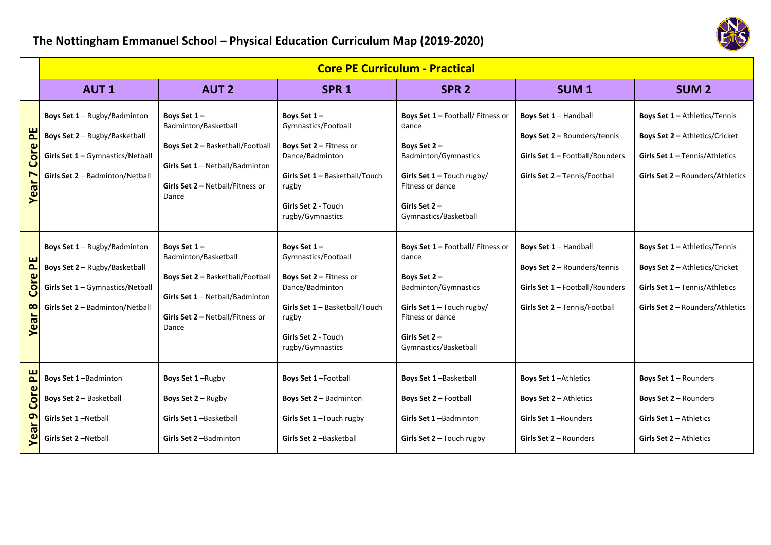# The Nottingham Emmanuel School – Physical Education Curriculum Map (2019-2020)

| | Core PE Curriculum - Practical | | | | | |
|---|---|---|---|---|---|---|
| | **AUT 1** | **AUT 2** | **SPR 1** | **SPR 2** | **SUM 1** | **SUM 2** |
| **Year 7 Core PE** | **Boys Set 1** – Rugby/Badminton<br>**Boys Set 2** – Rugby/Basketball<br>**Girls Set 1 –** Gymnastics/Netball<br>**Girls Set 2** – Badminton/Netball | **Boys Set 1 –** Badminton/Basketball<br>**Boys Set 2 –** Basketball/Football<br>**Girls Set 1** – Netball/Badminton<br>**Girls Set 2 –** Netball/Fitness or Dance | **Boys Set 1 –** Gymnastics/Football<br>**Boys Set 2 –** Fitness or Dance/Badminton<br>**Girls Set 1 –** Basketball/Touch rugby<br>**Girls Set 2 -** Touch rugby/Gymnastics | **Boys Set 1 –** Football/ Fitness or dance<br>**Boys Set 2 –** Badminton/Gymnastics<br>**Girls Set 1 –** Touch rugby/ Fitness or dance<br>**Girls Set 2 –** Gymnastics/Basketball | **Boys Set 1** – Handball<br>**Boys Set 2 –** Rounders/tennis<br>**Girls Set 1 –** Football/Rounders<br>**Girls Set 2 –** Tennis/Football | **Boys Set 1 –** Athletics/Tennis<br>**Boys Set 2 –** Athletics/Cricket<br>**Girls Set 1 –** Tennis/Athletics<br>**Girls Set 2 –** Rounders/Athletics |
| **Year 8 Core PE** | **Boys Set 1** – Rugby/Badminton<br>**Boys Set 2** – Rugby/Basketball<br>**Girls Set 1 –** Gymnastics/Netball<br>**Girls Set 2** – Badminton/Netball | **Boys Set 1 –** Badminton/Basketball<br>**Boys Set 2 –** Basketball/Football<br>**Girls Set 1** – Netball/Badminton<br>**Girls Set 2 –** Netball/Fitness or Dance | **Boys Set 1 –** Gymnastics/Football<br>**Boys Set 2 –** Fitness or Dance/Badminton<br>**Girls Set 1 –** Basketball/Touch rugby<br>**Girls Set 2 -** Touch rugby/Gymnastics | **Boys Set 1 –** Football/ Fitness or dance<br>**Boys Set 2 –** Badminton/Gymnastics<br>**Girls Set 1 –** Touch rugby/ Fitness or dance<br>**Girls Set 2 –** Gymnastics/Basketball | **Boys Set 1** – Handball<br>**Boys Set 2 –** Rounders/tennis<br>**Girls Set 1 –** Football/Rounders<br>**Girls Set 2 –** Tennis/Football | **Boys Set 1 –** Athletics/Tennis<br>**Boys Set 2 –** Athletics/Cricket<br>**Girls Set 1 –** Tennis/Athletics<br>**Girls Set 2 –** Rounders/Athletics |
| **Year 9 Core PE** | **Boys Set 1** –Badminton<br>**Boys Set 2** – Basketball<br>**Girls Set 1** –Netball<br>**Girls Set 2** –Netball | **Boys Set 1** –Rugby<br>**Boys Set 2** – Rugby<br>**Girls Set 1 –**Basketball<br>**Girls Set 2** –Badminton | **Boys Set 1** –Football<br>**Boys Set 2** – Badminton<br>**Girls Set 1** –Touch rugby<br>**Girls Set 2** –Basketball | **Boys Set 1** –Basketball<br>**Boys Set 2** – Football<br>**Girls Set 1 –**Badminton<br>**Girls Set 2** – Touch rugby | **Boys Set 1** –Athletics<br>**Boys Set 2** – Athletics<br>**Girls Set 1** –Rounders<br>**Girls Set 2** – Rounders | **Boys Set 1** – Rounders<br>**Boys Set 2** – Rounders<br>**Girls Set 1 –** Athletics<br>**Girls Set 2** – Athletics |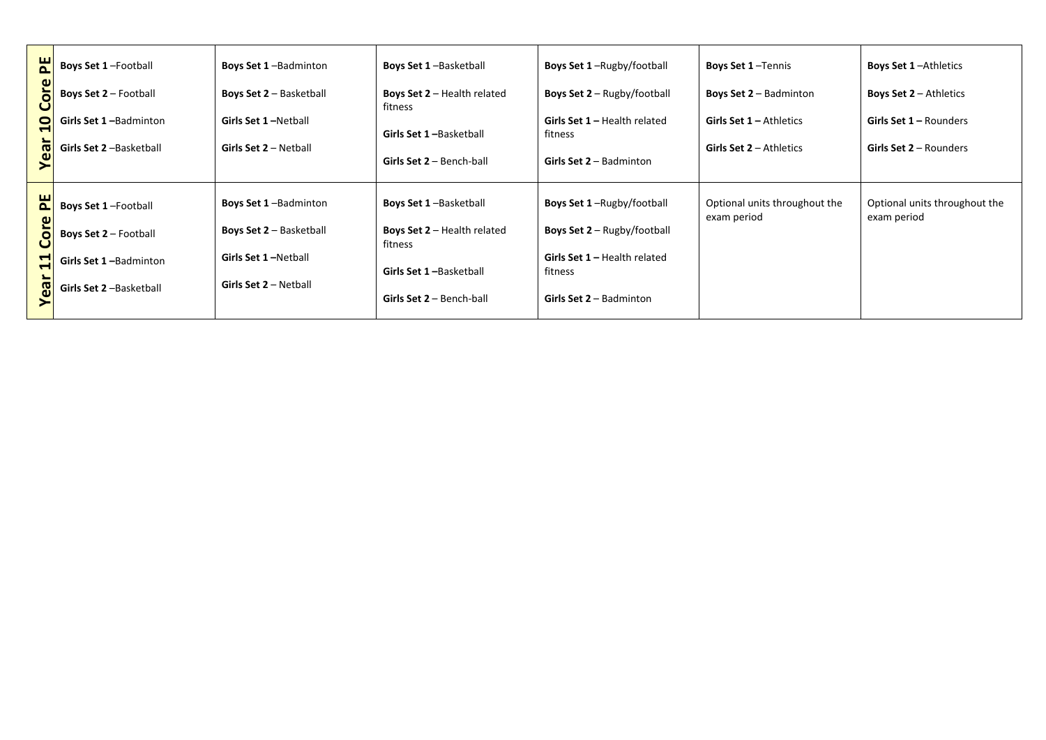| | | | | | | |
|---|---|---|---|---|---|---|
| **Year 10 Core PE** | **Boys Set 1** –Football<br><br>**Boys Set 2** – Football<br><br>**Girls Set 1** –Badminton<br><br>**Girls Set 2** –Basketball | **Boys Set 1** –Badminton<br><br>**Boys Set 2** – Basketball<br><br>**Girls Set 1** –Netball<br><br>**Girls Set 2** – Netball | **Boys Set 1** –Basketball<br><br>**Boys Set 2** – Health related fitness<br><br>**Girls Set 1** –Basketball<br><br>**Girls Set 2** – Bench-ball | **Boys Set 1** –Rugby/football<br><br>**Boys Set 2** – Rugby/football<br><br>**Girls Set 1** – Health related fitness<br><br>**Girls Set 2** – Badminton | **Boys Set 1** –Tennis<br><br>**Boys Set 2** – Badminton<br><br>**Girls Set 1** – Athletics<br><br>**Girls Set 2** – Athletics | **Boys Set 1** –Athletics<br><br>**Boys Set 2** – Athletics<br><br>**Girls Set 1** – Rounders<br><br>**Girls Set 2** – Rounders |
| **Year 11 Core PE** | **Boys Set 1** –Football<br><br>**Boys Set 2** – Football<br><br>**Girls Set 1** –Badminton<br><br>**Girls Set 2** –Basketball | **Boys Set 1** –Badminton<br><br>**Boys Set 2** – Basketball<br><br>**Girls Set 1** –Netball<br><br>**Girls Set 2** – Netball | **Boys Set 1** –Basketball<br><br>**Boys Set 2** – Health related fitness<br><br>**Girls Set 1** –Basketball<br><br>**Girls Set 2** – Bench-ball | **Boys Set 1** –Rugby/football<br><br>**Boys Set 2** – Rugby/football<br><br>**Girls Set 1** – Health related fitness<br><br>**Girls Set 2** – Badminton | Optional units throughout the exam period | Optional units throughout the exam period |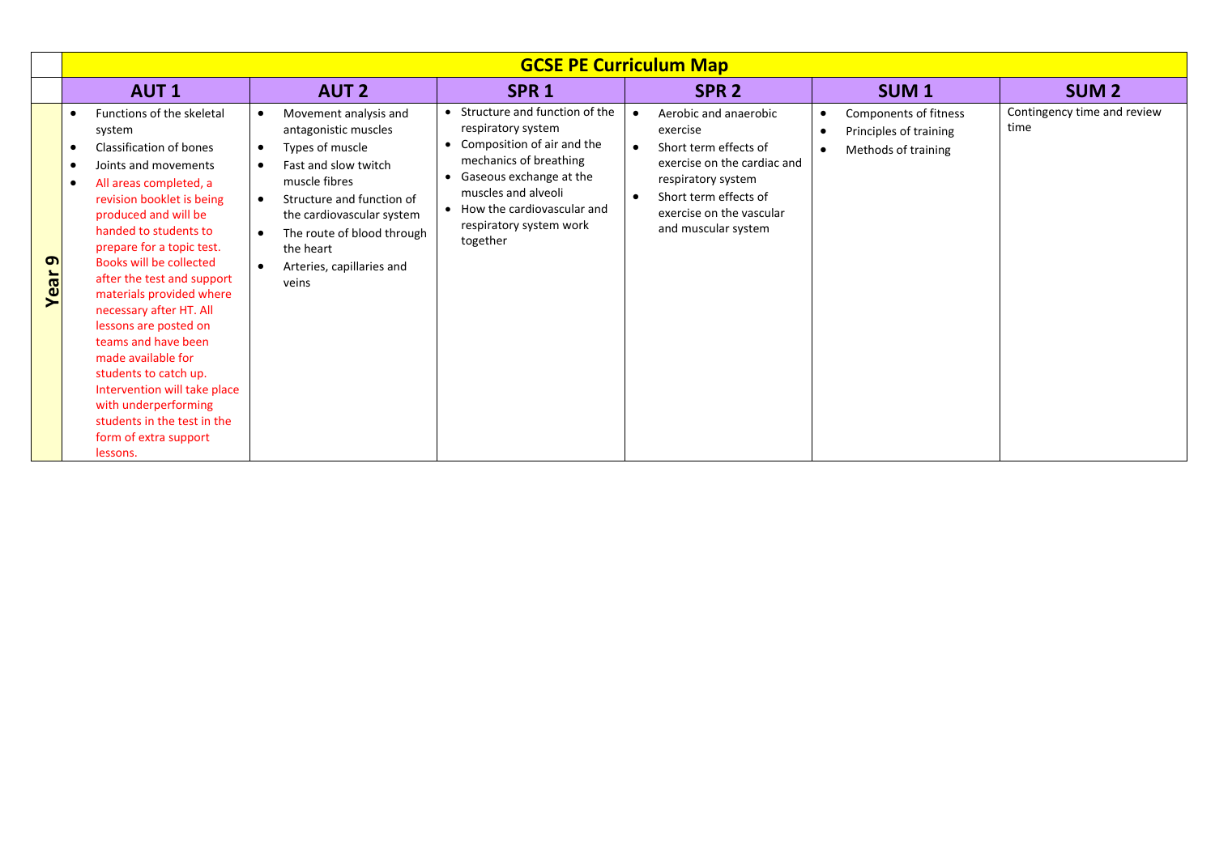| | GCSE PE Curriculum Map | | | | | |
|---|---|---|---|---|---|---|
| | **AUT 1** | **AUT 2** | **SPR 1** | **SPR 2** | **SUM 1** | **SUM 2** |
| **Year 9** | • Functions of the skeletal system<br>• Classification of bones<br>• Joints and movements<br>• All areas completed, a revision booklet is being produced and will be handed to students to prepare for a topic test. Books will be collected after the test and support materials provided where necessary after HT. All lessons are posted on teams and have been made available for students to catch up. Intervention will take place with underperforming students in the test in the form of extra support lessons. | • Movement analysis and antagonistic muscles<br>• Types of muscle<br>• Fast and slow twitch muscle fibres<br>• Structure and function of the cardiovascular system<br>• The route of blood through the heart<br>• Arteries, capillaries and veins | • Structure and function of the respiratory system<br>• Composition of air and the mechanics of breathing<br>• Gaseous exchange at the muscles and alveoli<br>• How the cardiovascular and respiratory system work together | • Aerobic and anaerobic exercise<br>• Short term effects of exercise on the cardiac and respiratory system<br>• Short term effects of exercise on the vascular and muscular system | • Components of fitness<br>• Principles of training<br>• Methods of training | Contingency time and review time |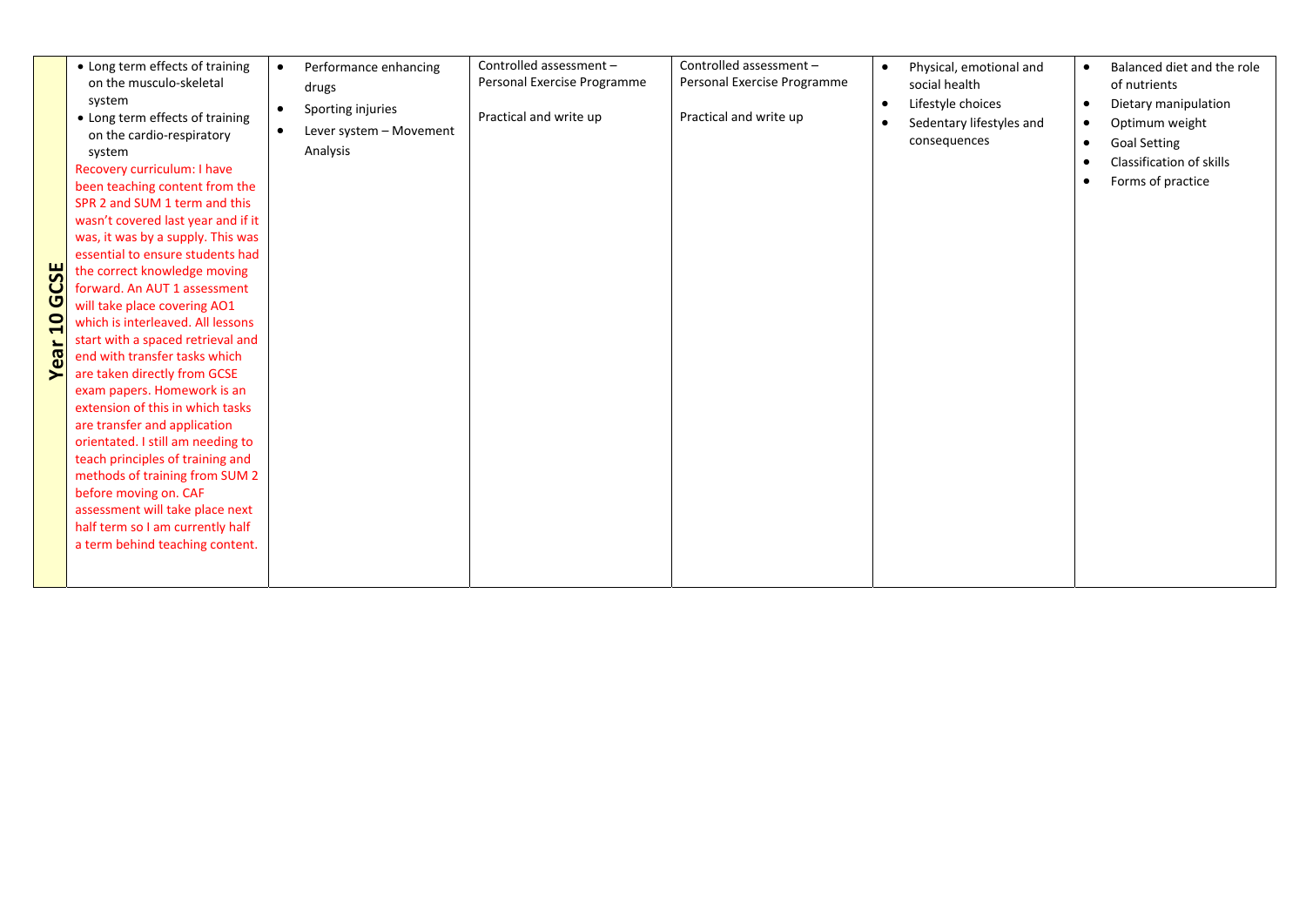| Year 10 GCSE | • Long term effects of training on the musculo-skeletal system<br>• Long term effects of training on the cardio-respiratory system<br>Recovery curriculum: I have been teaching content from the SPR 2 and SUM 1 term and this wasn't covered last year and if it was, it was by a supply. This was essential to ensure students had the correct knowledge moving forward. An AUT 1 assessment will take place covering AO1 which is interleaved. All lessons start with a spaced retrieval and end with transfer tasks which are taken directly from GCSE exam papers. Homework is an extension of this in which tasks are transfer and application orientated. I still am needing to teach principles of training and methods of training from SUM 2 before moving on. CAF assessment will take place next half term so I am currently half a term behind teaching content. | • Performance enhancing drugs<br>• Sporting injuries<br>• Lever system – Movement Analysis | Controlled assessment – Personal Exercise Programme<br><br>Practical and write up | Controlled assessment – Personal Exercise Programme<br><br>Practical and write up | • Physical, emotional and social health<br>• Lifestyle choices<br>• Sedentary lifestyles and consequences | • Balanced diet and the role of nutrients<br>• Dietary manipulation<br>• Optimum weight<br>• Goal Setting<br>• Classification of skills<br>• Forms of practice |
|---|---|---|---|---|---|---|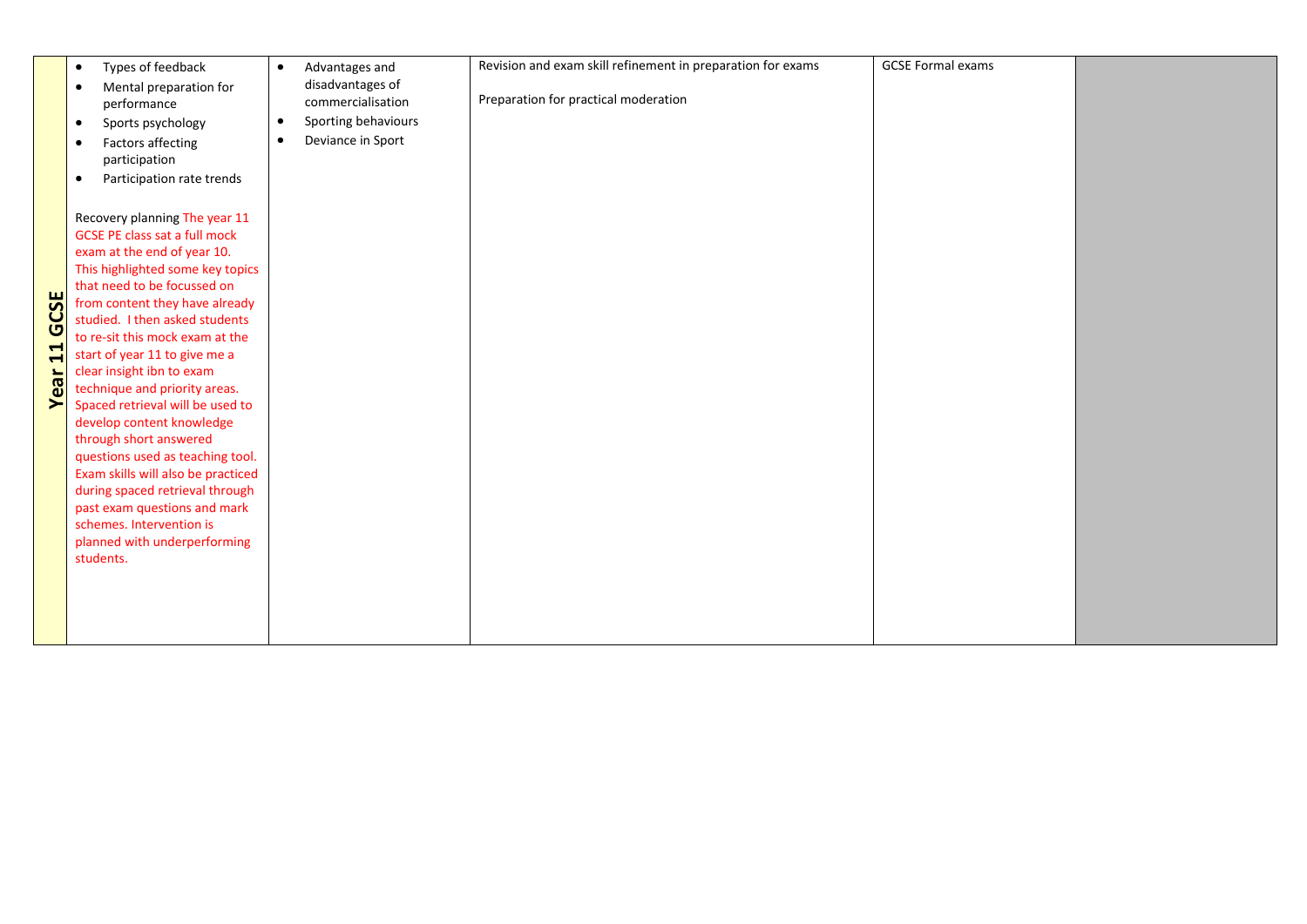| Year 11 GCSE | | | | | |
|---|---|---|---|---|---|
| | • Types of feedback<br>• Mental preparation for performance<br>• Sports psychology<br>• Factors affecting participation<br>• Participation rate trends<br><br>Recovery planning The year 11 GCSE PE class sat a full mock exam at the end of year 10. This highlighted some key topics that need to be focussed on from content they have already studied. I then asked students to re-sit this mock exam at the start of year 11 to give me a clear insight ibn to exam technique and priority areas. Spaced retrieval will be used to develop content knowledge through short answered questions used as teaching tool. Exam skills will also be practiced during spaced retrieval through past exam questions and mark schemes. Intervention is planned with underperforming students. | • Advantages and disadvantages of commercialisation<br>• Sporting behaviours<br>• Deviance in Sport | Revision and exam skill refinement in preparation for exams<br><br>Preparation for practical moderation | GCSE Formal exams | |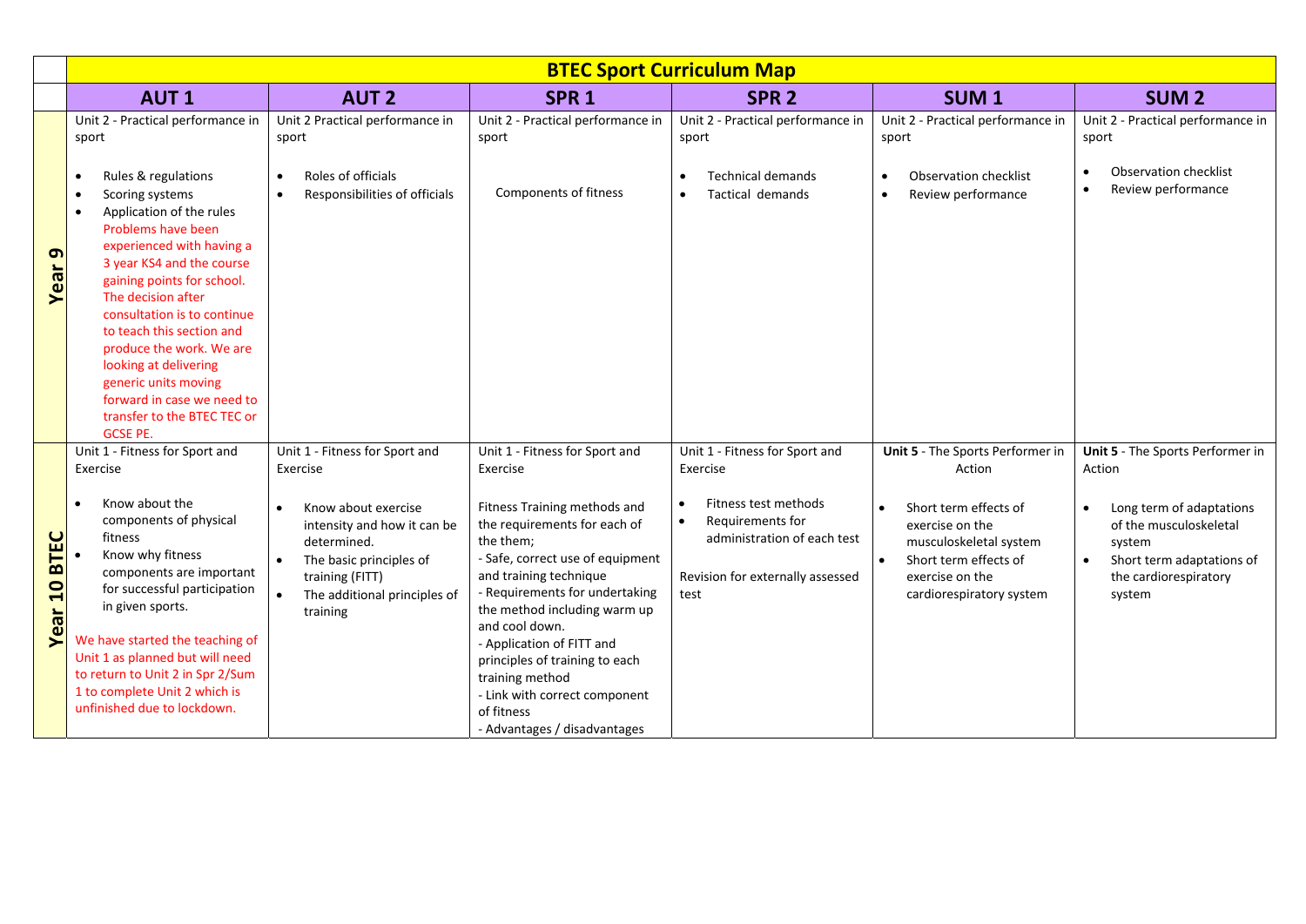| | BTEC Sport Curriculum Map | | | | | |
|---|---|---|---|---|---|---|
| | **AUT 1** | **AUT 2** | **SPR 1** | **SPR 2** | **SUM 1** | **SUM 2** |
| **Year 9** | Unit 2 - Practical performance in sport<br><br>• Rules & regulations<br>• Scoring systems<br>• Application of the rules<br>Problems have been experienced with having a 3 year KS4 and the course gaining points for school. The decision after consultation is to continue to teach this section and produce the work. We are looking at delivering generic units moving forward in case we need to transfer to the BTEC TEC or GCSE PE. | Unit 2 Practical performance in sport<br><br>• Roles of officials<br>• Responsibilities of officials | Unit 2 - Practical performance in sport<br><br>Components of fitness | Unit 2 - Practical performance in sport<br><br>• Technical demands<br>• Tactical demands | Unit 2 - Practical performance in sport<br><br>• Observation checklist<br>• Review performance | Unit 2 - Practical performance in sport<br><br>• Observation checklist<br>• Review performance |
| **Year 10 BTEC** | Unit 1 - Fitness for Sport and Exercise<br><br>• Know about the components of physical fitness<br>• Know why fitness components are important for successful participation in given sports.<br><br>We have started the teaching of Unit 1 as planned but will need to return to Unit 2 in Spr 2/Sum 1 to complete Unit 2 which is unfinished due to lockdown. | Unit 1 - Fitness for Sport and Exercise<br><br>• Know about exercise intensity and how it can be determined.<br>• The basic principles of training (FITT)<br>• The additional principles of training | Unit 1 - Fitness for Sport and Exercise<br><br>Fitness Training methods and the requirements for each of the them;<br>- Safe, correct use of equipment and training technique<br>- Requirements for undertaking the method including warm up and cool down.<br>- Application of FITT and principles of training to each training method<br>- Link with correct component of fitness<br>- Advantages / disadvantages | Unit 1 - Fitness for Sport and Exercise<br><br>• Fitness test methods<br>• Requirements for administration of each test<br><br>Revision for externally assessed test | **Unit 5** - The Sports Performer in Action<br><br>• Short term effects of exercise on the musculoskeletal system<br>• Short term effects of exercise on the cardiorespiratory system | **Unit 5** - The Sports Performer in Action<br><br>• Long term of adaptations of the musculoskeletal system<br>• Short term adaptations of the cardiorespiratory system |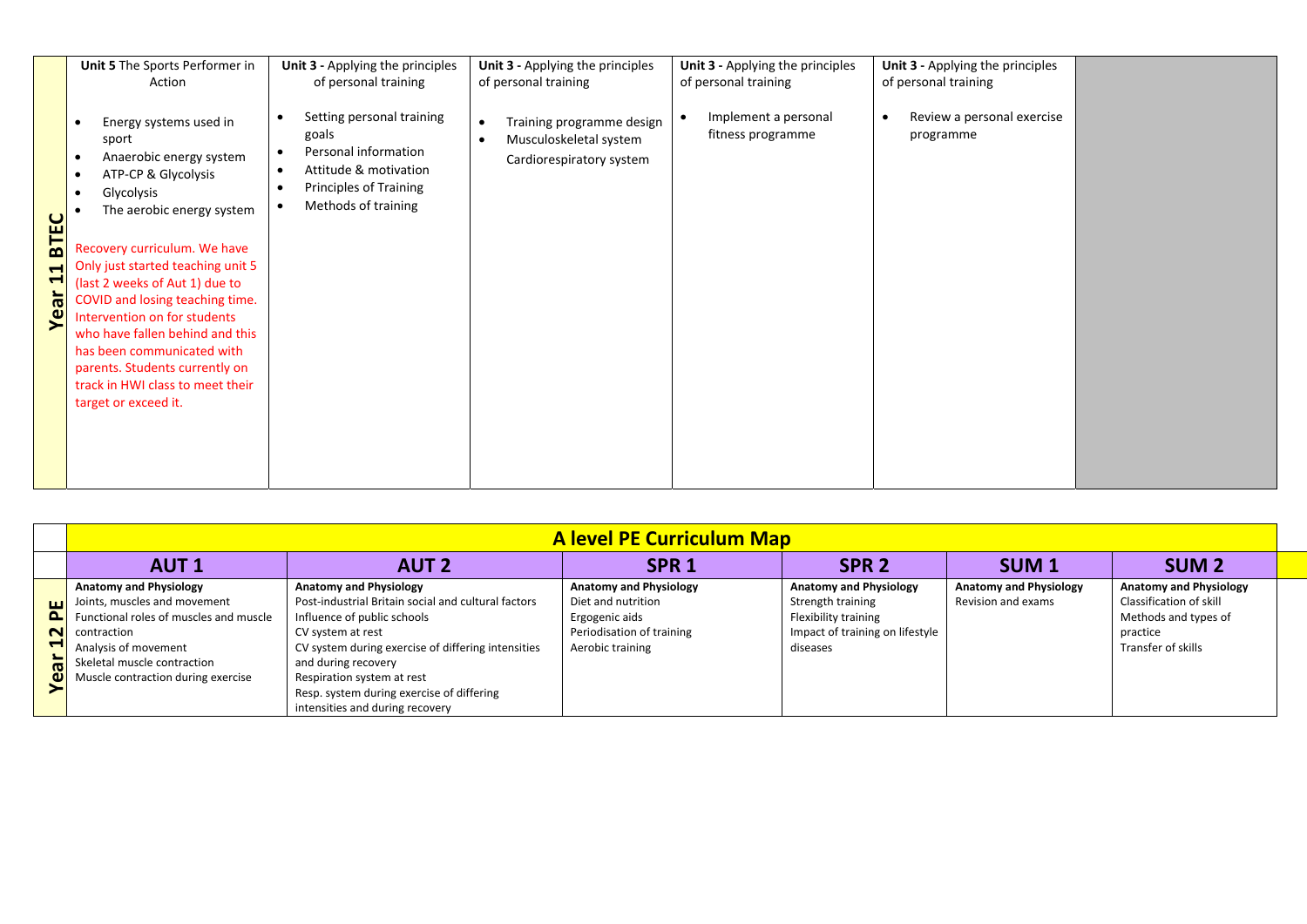| Year 11 BTEC | Unit 5 The Sports Performer in Action<br><br>• Energy systems used in sport<br>• Anaerobic energy system<br>• ATP-CP & Glycolysis<br>• Glycolysis<br>• The aerobic energy system<br><br>Recovery curriculum. We have Only just started teaching unit 5 (last 2 weeks of Aut 1) due to COVID and losing teaching time. Intervention on for students who have fallen behind and this has been communicated with parents. Students currently on track in HWI class to meet their target or exceed it. | **Unit 3 -** Applying the principles of personal training<br><br>• Setting personal training goals<br>• Personal information<br>• Attitude & motivation<br>• Principles of Training<br>• Methods of training | **Unit 3 -** Applying the principles of personal training<br><br>• Training programme design<br>• Musculoskeletal system<br>Cardiorespiratory system | **Unit 3 -** Applying the principles of personal training<br><br>• Implement a personal fitness programme | **Unit 3 -** Applying the principles of personal training<br><br>• Review a personal exercise programme | |
|---|---|---|---|---|---|---|

| | **A level PE Curriculum Map** | | | | | |
|---|---|---|---|---|---|---|
| | **AUT 1** | **AUT 2** | **SPR 1** | **SPR 2** | **SUM 1** | **SUM 2** |
| **Year 12 PE** | **Anatomy and Physiology**<br>Joints, muscles and movement<br>Functional roles of muscles and muscle contraction<br>Analysis of movement<br>Skeletal muscle contraction<br>Muscle contraction during exercise | **Anatomy and Physiology**<br>Post-industrial Britain social and cultural factors<br>Influence of public schools<br>CV system at rest<br>CV system during exercise of differing intensities and during recovery<br>Respiration system at rest<br>Resp. system during exercise of differing intensities and during recovery | **Anatomy and Physiology**<br>Diet and nutrition<br>Ergogenic aids<br>Periodisation of training<br>Aerobic training | **Anatomy and Physiology**<br>Strength training<br>Flexibility training<br>Impact of training on lifestyle diseases | **Anatomy and Physiology**<br>Revision and exams | **Anatomy and Physiology**<br>Classification of skill<br>Methods and types of practice<br>Transfer of skills |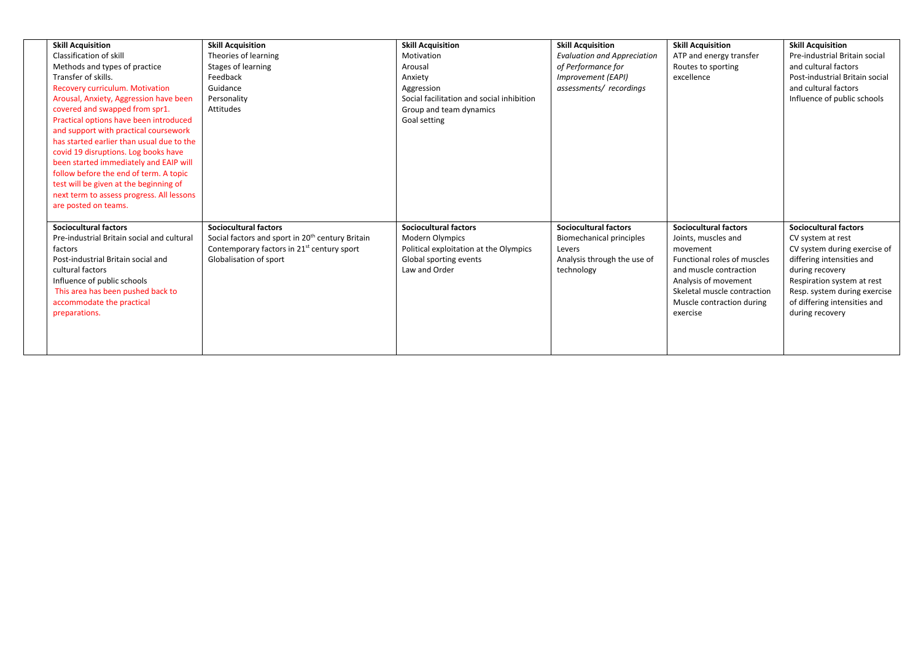| | | | | | | |
|---|---|---|---|---|---|---|
| | **Skill Acquisition**<br>Classification of skill<br>Methods and types of practice<br>Transfer of skills.<br>Recovery curriculum. Motivation Arousal, Anxiety, Aggression have been covered and swapped from spr1. Practical options have been introduced and support with practical coursework has started earlier than usual due to the covid 19 disruptions. Log books have been started immediately and EAIP will follow before the end of term. A topic test will be given at the beginning of next term to assess progress. All lessons are posted on teams. | **Skill Acquisition**<br>Theories of learning<br>Stages of learning<br>Feedback<br>Guidance<br>Personality<br>Attitudes | **Skill Acquisition**<br>Motivation<br>Arousal<br>Anxiety<br>Aggression<br>Social facilitation and social inhibition<br>Group and team dynamics<br>Goal setting | **Skill Acquisition**<br>*Evaluation and Appreciation of Performance for Improvement (EAPI) assessments/ recordings* | **Skill Acquisition**<br>ATP and energy transfer<br>Routes to sporting excellence | **Skill Acquisition**<br>Pre-industrial Britain social and cultural factors<br>Post-industrial Britain social and cultural factors<br>Influence of public schools |
| | **Sociocultural factors**<br>Pre-industrial Britain social and cultural factors<br>Post-industrial Britain social and cultural factors<br>Influence of public schools<br>This area has been pushed back to accommodate the practical preparations. | **Sociocultural factors**<br>Social factors and sport in 20th century Britain<br>Contemporary factors in 21st century sport<br>Globalisation of sport | **Sociocultural factors**<br>Modern Olympics<br>Political exploitation at the Olympics<br>Global sporting events<br>Law and Order | **Sociocultural factors**<br>Biomechanical principles<br>Levers<br>Analysis through the use of technology | **Sociocultural factors**<br>Joints, muscles and movement<br>Functional roles of muscles and muscle contraction<br>Analysis of movement<br>Skeletal muscle contraction<br>Muscle contraction during exercise | **Sociocultural factors**<br>CV system at rest<br>CV system during exercise of differing intensities and during recovery<br>Respiration system at rest<br>Resp. system during exercise of differing intensities and during recovery |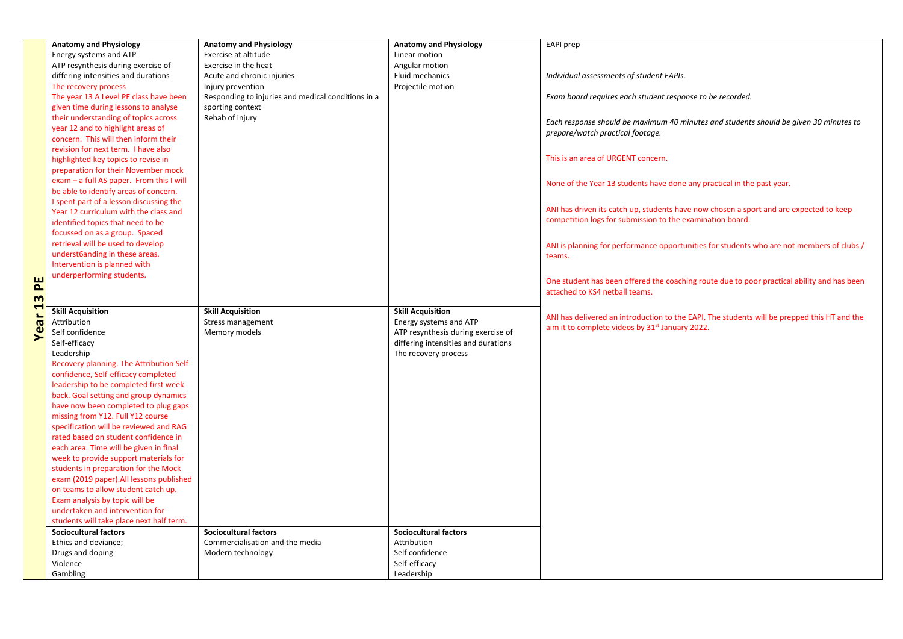| | | | | |
|---|---|---|---|---|
| Year 13 PE | **Anatomy and Physiology**<br>Energy systems and ATP<br>ATP resynthesis during exercise of differing intensities and durations<br>The recovery process<br>The year 13 A Level PE class have been given time during lessons to analyse their understanding of topics across year 12 and to highlight areas of concern. This will then inform their revision for next term. I have also highlighted key topics to revise in preparation for their November mock exam – a full AS paper. From this I will be able to identify areas of concern. I spent part of a lesson discussing the Year 12 curriculum with the class and identified topics that need to be focussed on as a group. Spaced retrieval will be used to develop underst6anding in these areas. Intervention is planned with underperforming students. | **Anatomy and Physiology**<br>Exercise at altitude<br>Exercise in the heat<br>Acute and chronic injuries<br>Injury prevention<br>Responding to injuries and medical conditions in a sporting context<br>Rehab of injury | **Anatomy and Physiology**<br>Linear motion<br>Angular motion<br>Fluid mechanics<br>Projectile motion | EAPI prep<br><br>*Individual assessments of student EAPIs.*<br><br>*Exam board requires each student response to be recorded.*<br><br>*Each response should be maximum 40 minutes and students should be given 30 minutes to prepare/watch practical footage.*<br><br>This is an area of URGENT concern.<br><br>None of the Year 13 students have done any practical in the past year.<br><br>ANI has driven its catch up, students have now chosen a sport and are expected to keep competition logs for submission to the examination board.<br><br>ANI is planning for performance opportunities for students who are not members of clubs / teams.<br><br>One student has been offered the coaching route due to poor practical ability and has been attached to KS4 netball teams.<br><br>ANI has delivered an introduction to the EAPI, The students will be prepped this HT and the aim it to complete videos by 31st January 2022. |
| | **Skill Acquisition**<br>Attribution<br>Self confidence<br>Self-efficacy<br>Leadership<br>Recovery planning. The Attribution Self-confidence, Self-efficacy completed leadership to be completed first week back. Goal setting and group dynamics have now been completed to plug gaps missing from Y12. Full Y12 course specification will be reviewed and RAG rated based on student confidence in each area. Time will be given in final week to provide support materials for students in preparation for the Mock exam (2019 paper).All lessons published on teams to allow student catch up. Exam analysis by topic will be undertaken and intervention for students will take place next half term. | **Skill Acquisition**<br>Stress management<br>Memory models | **Skill Acquisition**<br>Energy systems and ATP<br>ATP resynthesis during exercise of differing intensities and durations<br>The recovery process | |
| | **Sociocultural factors**<br>Ethics and deviance;<br>Drugs and doping<br>Violence<br>Gambling | **Sociocultural factors**<br>Commercialisation and the media<br>Modern technology | **Sociocultural factors**<br>Attribution<br>Self confidence<br>Self-efficacy<br>Leadership | |